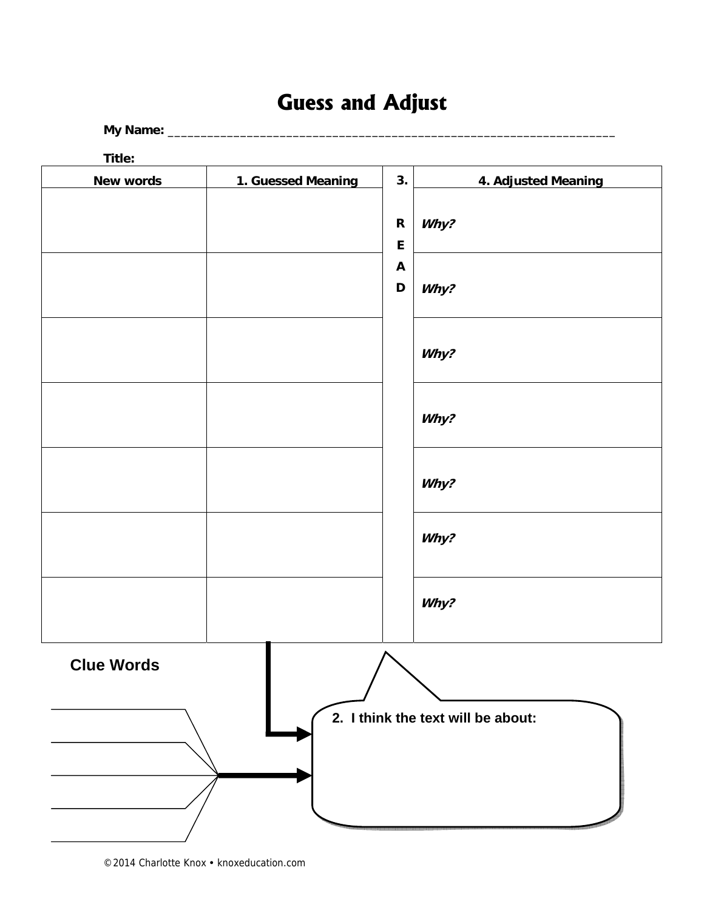# Guess and Adjust

**My Name:** ____________________________________________________________________

**Title:**

| New words | 1. Guessed Meaning | 3. | 4. Adjusted Meaning |
|---|---|---|---|
| | | R | ***Why?*** |
| | | E A D | ***Why?*** |
| | | | ***Why?*** |
| | | | ***Why?*** |
| | | | ***Why?*** |
| | | | ***Why?*** |
| | | | ***Why?*** |

**Clue Words**

____________________

____________________

____________________

____________________

____________________

**2. I think the text will be about:**

©2014 Charlotte Knox • knoxeducation.com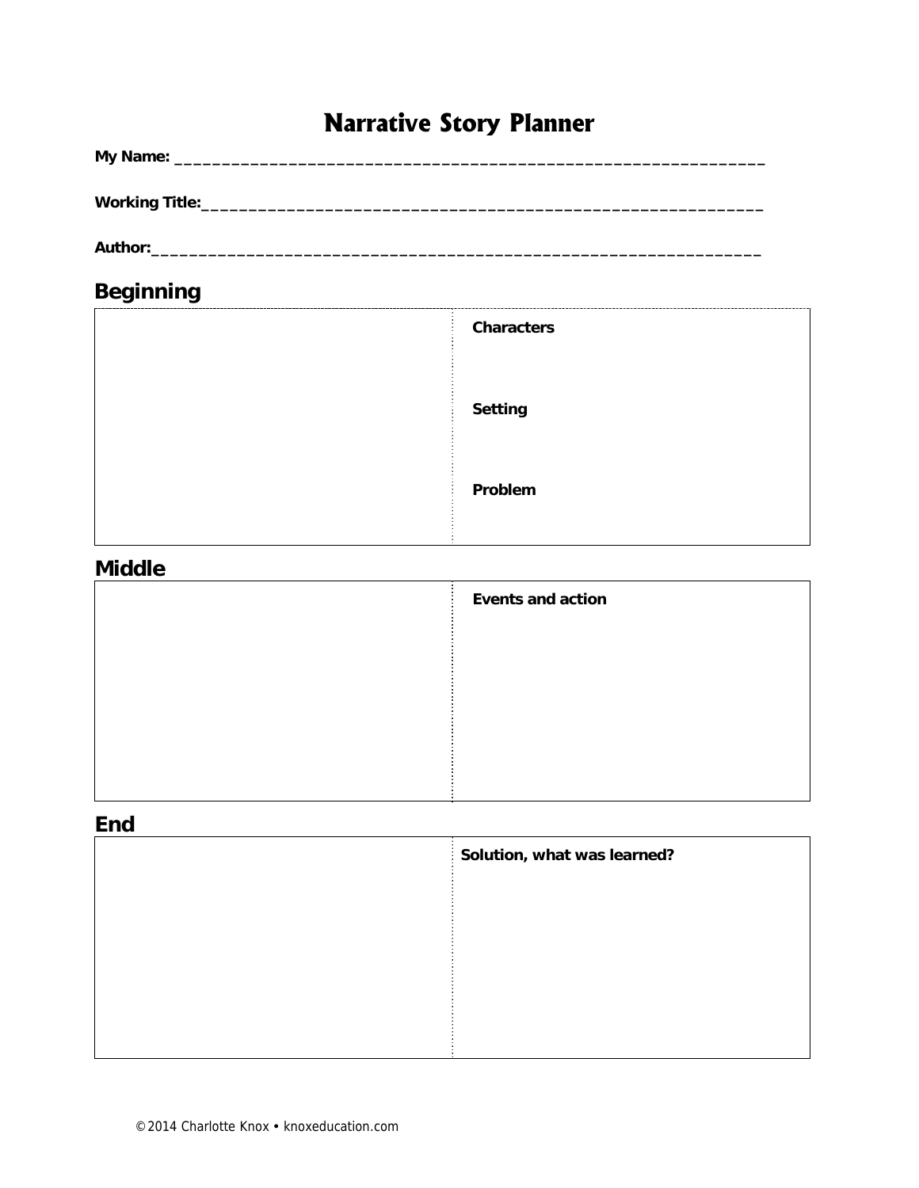# Narrative Story Planner

**My Name:** ______________________________________________________________

**Working Title:**___________________________________________________________

**Author:**_______________________________________________________________

## Beginning

| | |
|---|---|
| | **Characters**<br><br>**Setting**<br><br>**Problem** |

## Middle

| | |
|---|---|
| | **Events and action** |

## End

| | |
|---|---|
| | **Solution, what was learned?** |

©2014 Charlotte Knox • knoxeducation.com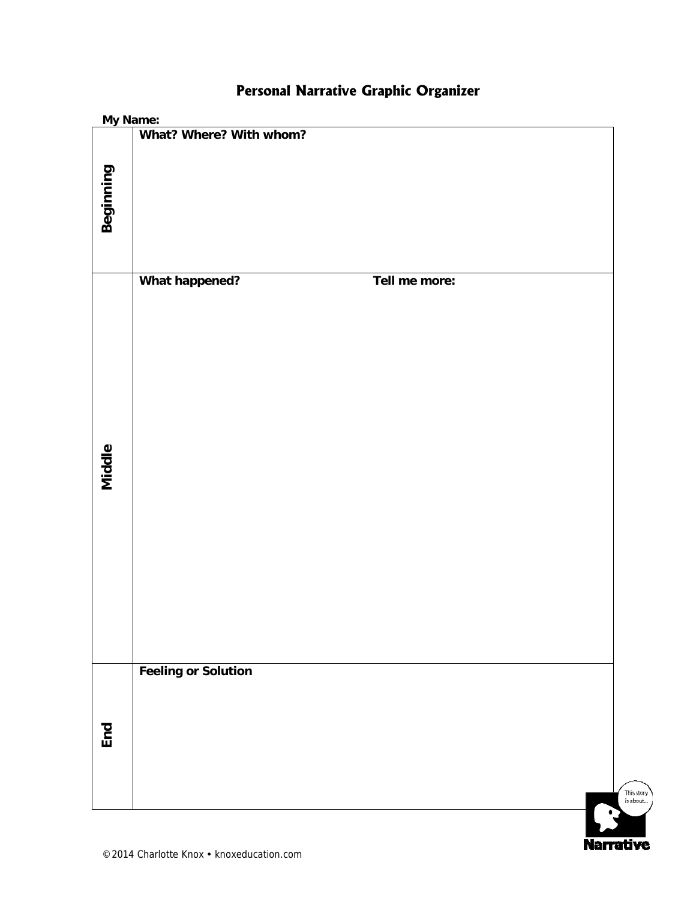# Personal Narrative Graphic Organizer

**My Name:**

| | | |
|---|---|---|
| **Beginning** | **What? Where? With whom?** | |
| **Middle** | **What happened?** | **Tell me more:** |
| **End** | **Feeling or Solution** | |

This story is about...

**Narrative**

© 2014 Charlotte Knox • knoxeducation.com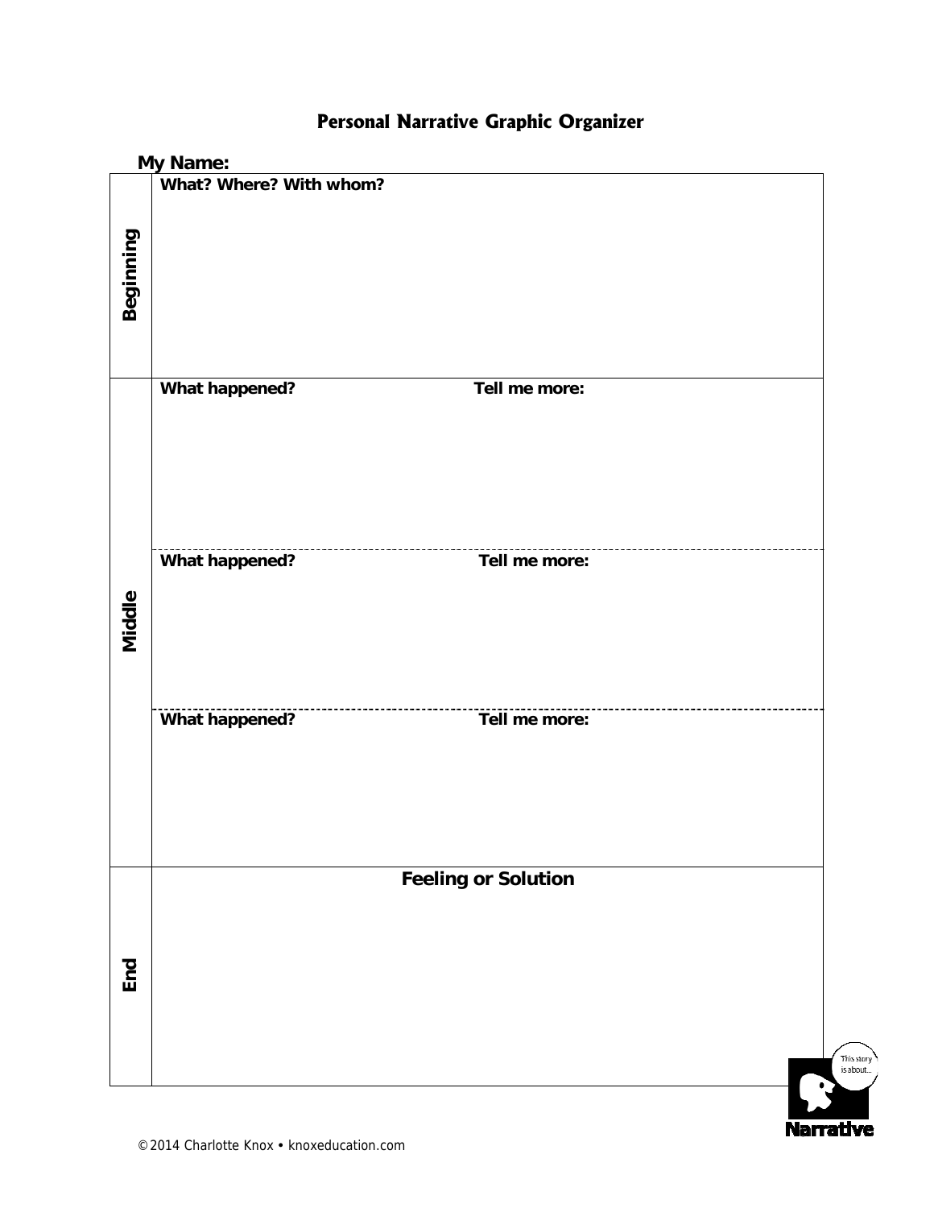# Personal Narrative Graphic Organizer

**My Name:**

| | | |
|---|---|---|
| **Beginning** | **What? Where? With whom?** | |
| **Middle** | **What happened?** | **Tell me more:** |
| | **What happened?** | **Tell me more:** |
| | **What happened?** | **Tell me more:** |
| **End** | **Feeling or Solution** | |

This story is about...

**Narrative**

© 2014 Charlotte Knox • knoxeducation.com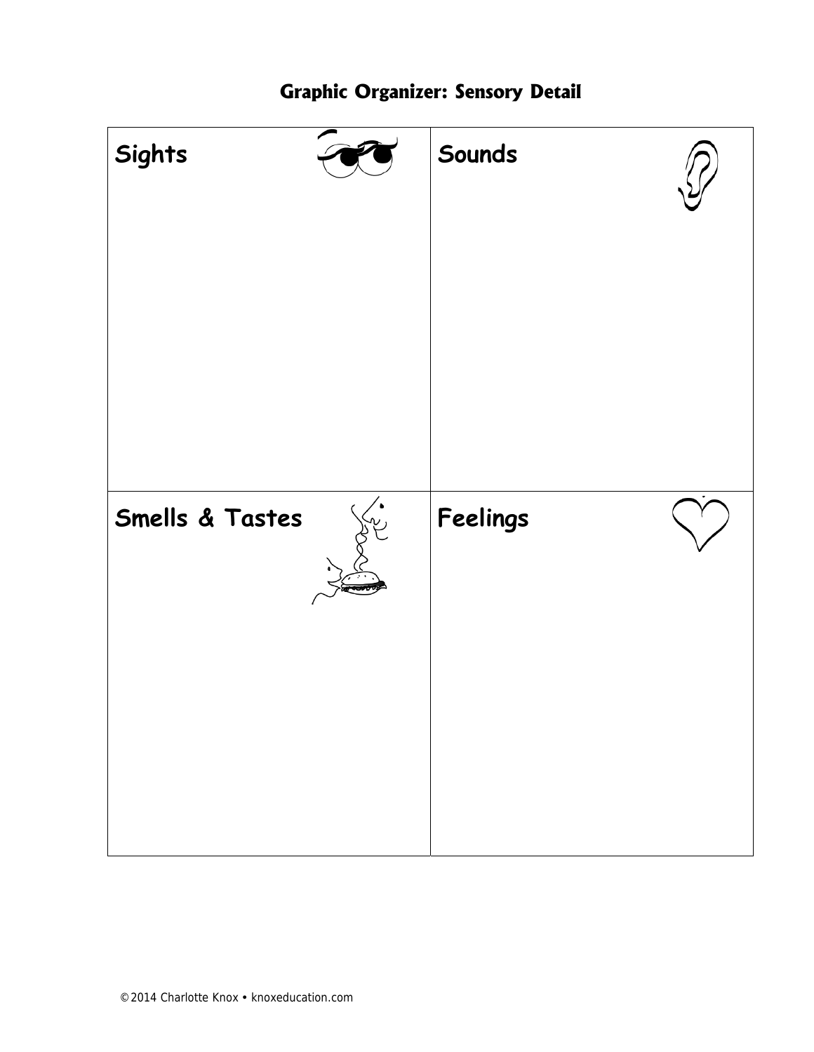# Graphic Organizer: Sensory Detail

| Sights | Sounds |
|---|---|
| | |
| **Smells & Tastes** | **Feelings** |
| | |

©2014 Charlotte Knox • knoxeducation.com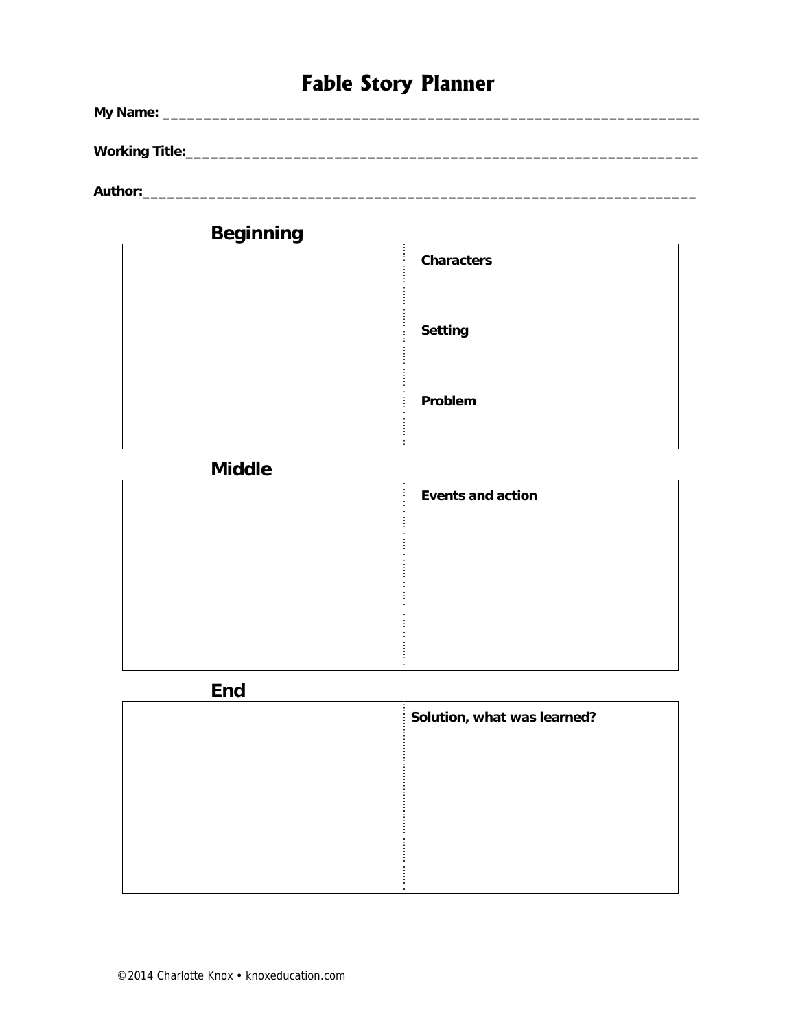# Fable Story Planner

**My Name:** ___________________________________________________________________

**Working Title:** ________________________________________________________________

**Author:** ______________________________________________________________________

## Beginning

| | |
|---|---|
| | **Characters**<br><br>**Setting**<br><br>**Problem** |

## Middle

| | |
|---|---|
| | **Events and action** |

## End

| | |
|---|---|
| | **Solution, what was learned?** |

©2014 Charlotte Knox • knoxeducation.com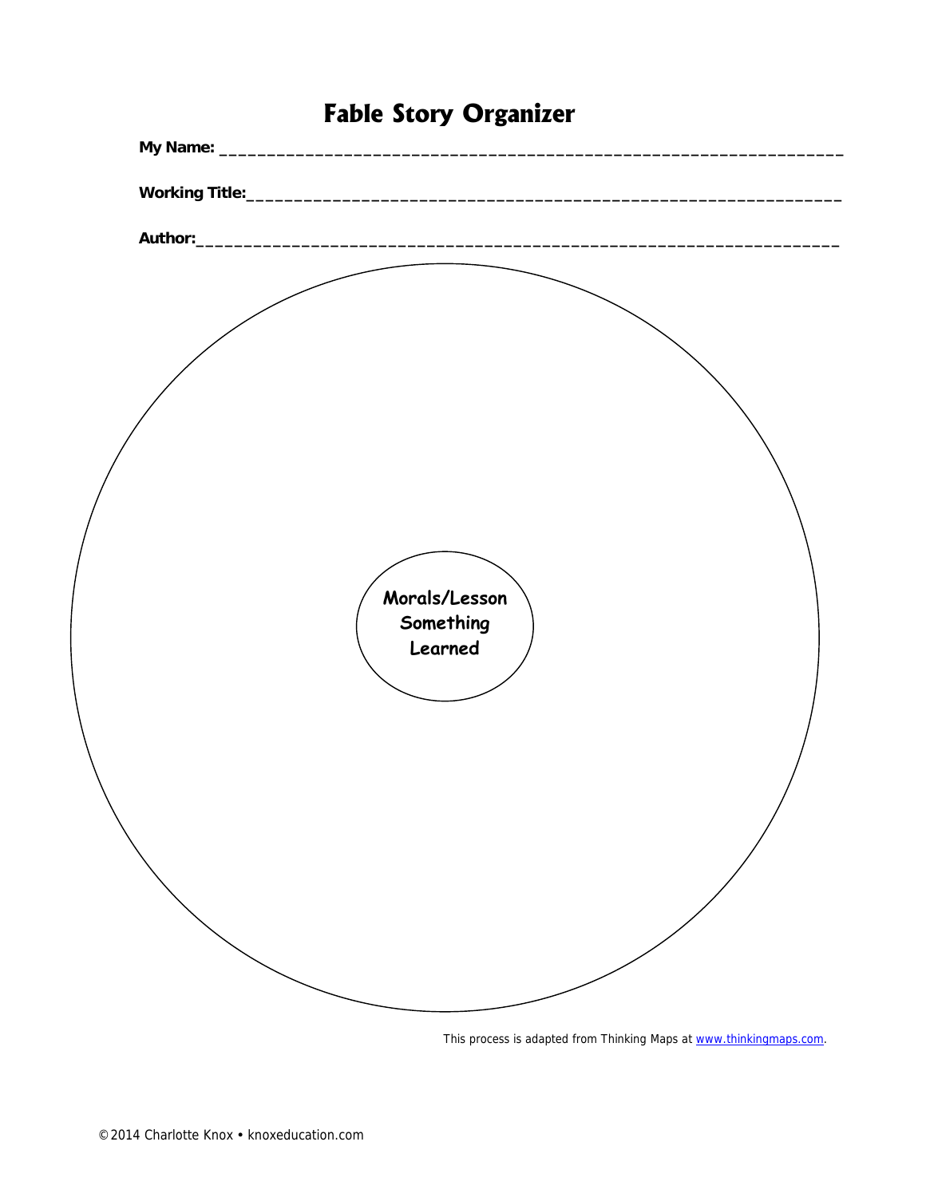# Fable Story Organizer

**My Name:** ______________________________________________________________

**Working Title:**____________________________________________________________

**Author:**_______________________________________________________________

**Morals/Lesson Something Learned**

This process is adapted from Thinking Maps at www.thinkingmaps.com.

© 2014 Charlotte Knox • knoxeducation.com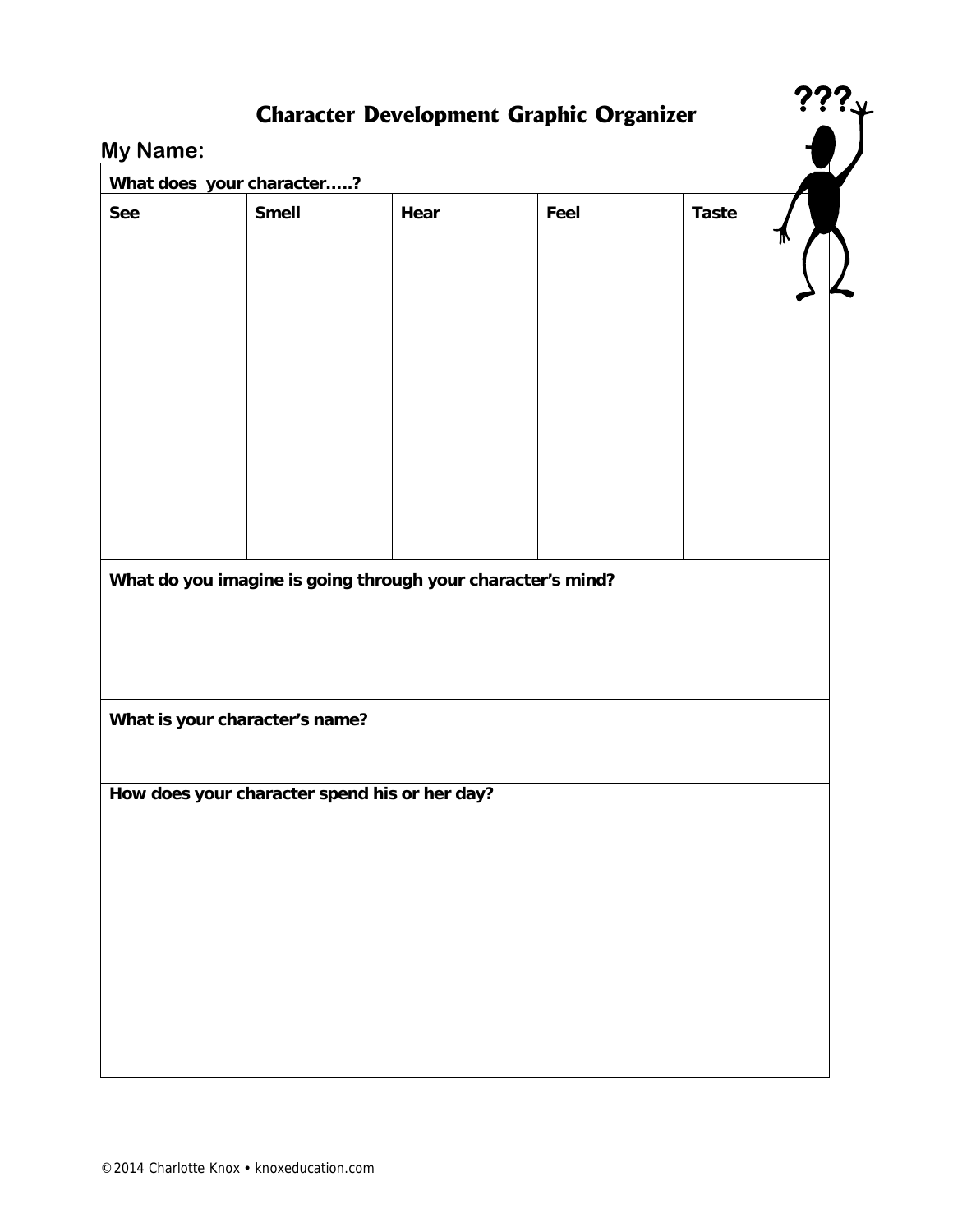# Character Development Graphic Organizer

**My Name:**

| What does your character.....? | | | | |
|---|---|---|---|---|
| **See** | **Smell** | **Hear** | **Feel** | **Taste** |
| | | | | |

**What do you imagine is going through your character's mind?**

**What is your character's name?**

**How does your character spend his or her day?**

©2014 Charlotte Knox • knoxeducation.com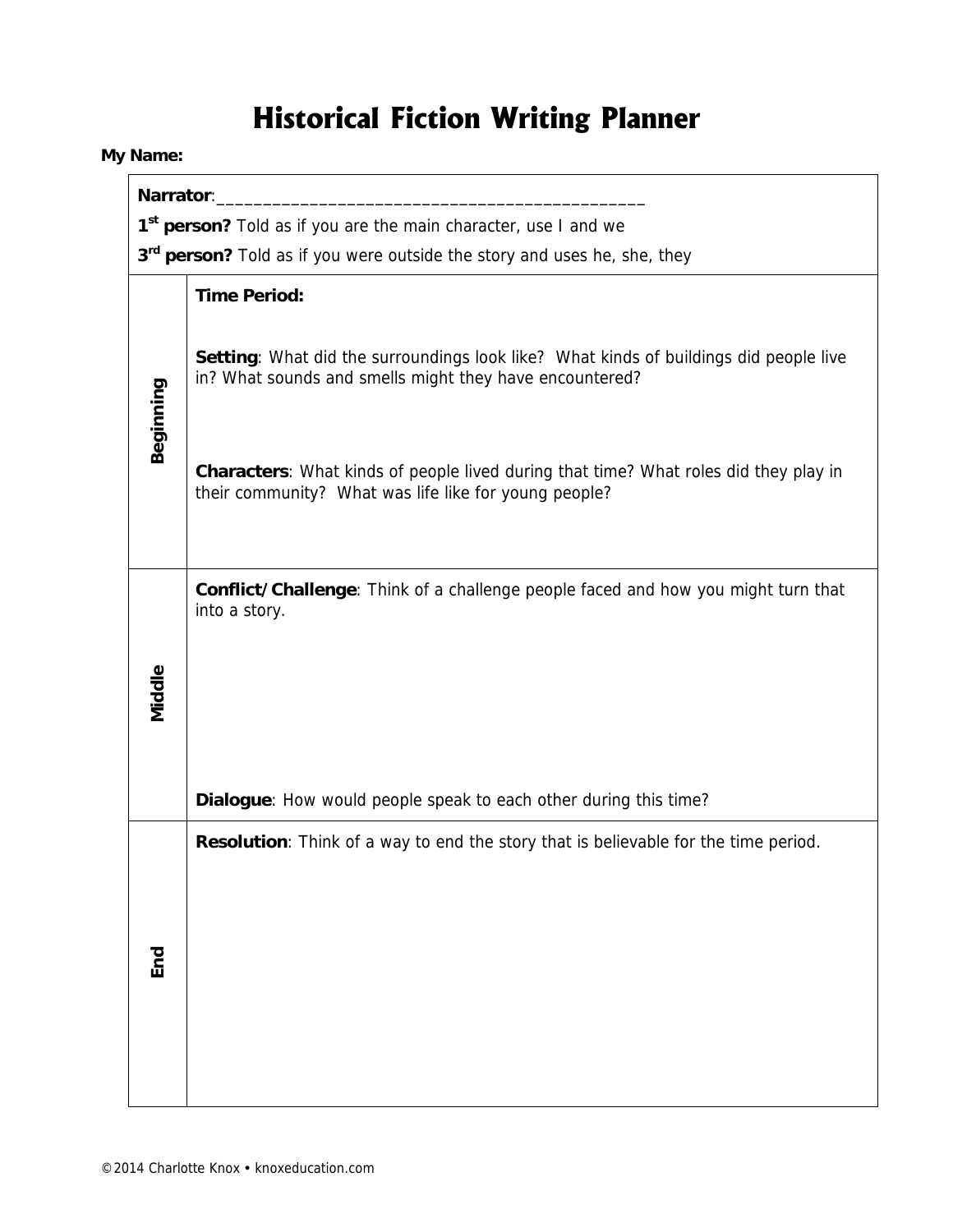# Historical Fiction Writing Planner

**My Name:**

| | |
|---|---|
| **Narrator**:_______________________________________________<br>**1st person?** Told as if you are the main character, use I and we<br>**3rd person?** Told as if you were outside the story and uses he, she, they | |
| **Beginning** | **Time Period:**<br><br>**Setting**: What did the surroundings look like? What kinds of buildings did people live in? What sounds and smells might they have encountered?<br><br>**Characters**: What kinds of people lived during that time? What roles did they play in their community? What was life like for young people? |
| **Middle** | **Conflict/Challenge**: Think of a challenge people faced and how you might turn that into a story.<br><br>**Dialogue**: How would people speak to each other during this time? |
| **End** | **Resolution**: Think of a way to end the story that is believable for the time period. |

© 2014 Charlotte Knox • knoxeducation.com